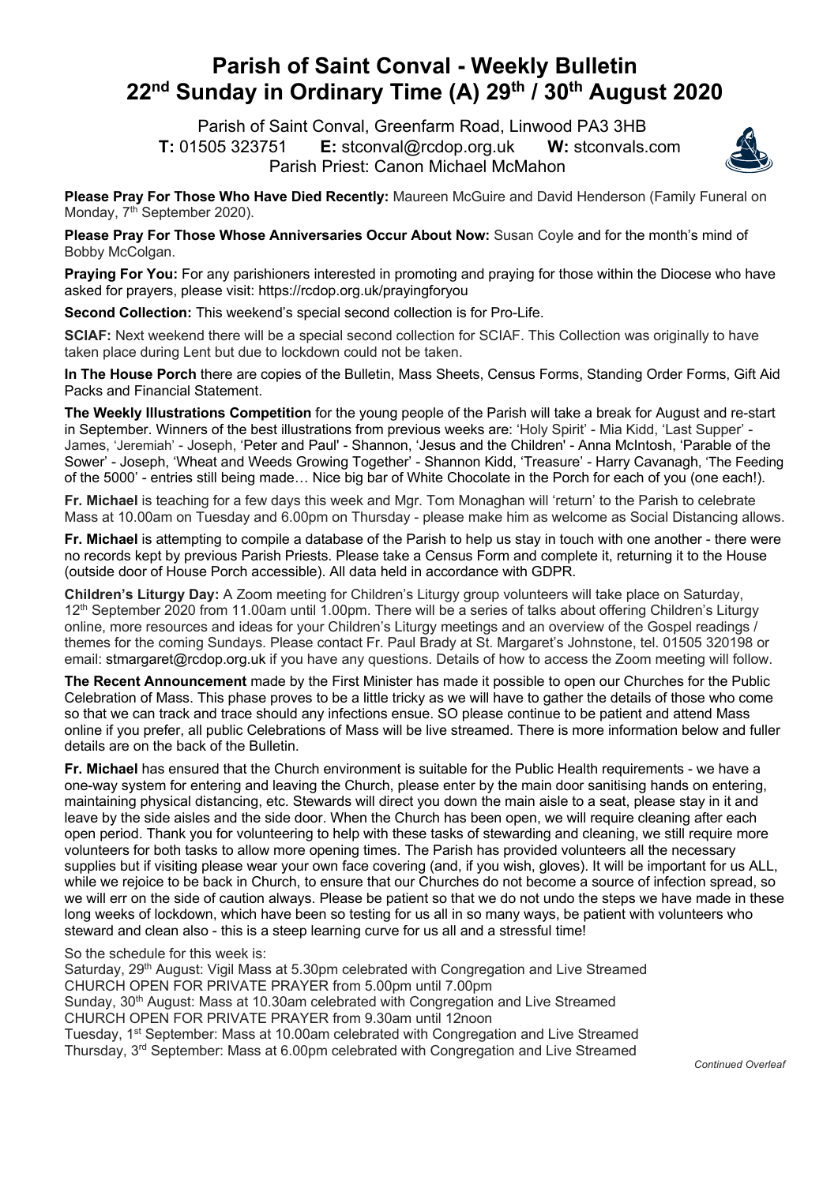# Parish of Saint Conval - Weekly Bulletin
# 22nd Sunday in Ordinary Time (A) 29th / 30th August 2020

Parish of Saint Conval, Greenfarm Road, Linwood PA3 3HB
**T:** 01505 323751 **E:** stconval@rcdop.org.uk **W:** stconvals.com
Parish Priest: Canon Michael McMahon

**Please Pray For Those Who Have Died Recently:** Maureen McGuire and David Henderson (Family Funeral on Monday, 7th September 2020).

**Please Pray For Those Whose Anniversaries Occur About Now:** Susan Coyle and for the month's mind of Bobby McColgan.

**Praying For You:** For any parishioners interested in promoting and praying for those within the Diocese who have asked for prayers, please visit: https://rcdop.org.uk/prayingforyou

**Second Collection:** This weekend's special second collection is for Pro-Life.

**SCIAF:** Next weekend there will be a special second collection for SCIAF. This Collection was originally to have taken place during Lent but due to lockdown could not be taken.

**In The House Porch** there are copies of the Bulletin, Mass Sheets, Census Forms, Standing Order Forms, Gift Aid Packs and Financial Statement.

**The Weekly Illustrations Competition** for the young people of the Parish will take a break for August and re-start in September. Winners of the best illustrations from previous weeks are: 'Holy Spirit' - Mia Kidd, 'Last Supper' - James, 'Jeremiah' - Joseph, 'Peter and Paul' - Shannon, 'Jesus and the Children' - Anna McIntosh, 'Parable of the Sower' - Joseph, 'Wheat and Weeds Growing Together' - Shannon Kidd, 'Treasure' - Harry Cavanagh, 'The Feeding of the 5000' - entries still being made… Nice big bar of White Chocolate in the Porch for each of you (one each!).

**Fr. Michael** is teaching for a few days this week and Mgr. Tom Monaghan will 'return' to the Parish to celebrate Mass at 10.00am on Tuesday and 6.00pm on Thursday - please make him as welcome as Social Distancing allows.

**Fr. Michael** is attempting to compile a database of the Parish to help us stay in touch with one another - there were no records kept by previous Parish Priests. Please take a Census Form and complete it, returning it to the House (outside door of House Porch accessible). All data held in accordance with GDPR.

**Children's Liturgy Day:** A Zoom meeting for Children's Liturgy group volunteers will take place on Saturday, 12th September 2020 from 11.00am until 1.00pm. There will be a series of talks about offering Children's Liturgy online, more resources and ideas for your Children's Liturgy meetings and an overview of the Gospel readings / themes for the coming Sundays. Please contact Fr. Paul Brady at St. Margaret's Johnstone, tel. 01505 320198 or email: stmargaret@rcdop.org.uk if you have any questions. Details of how to access the Zoom meeting will follow.

**The Recent Announcement** made by the First Minister has made it possible to open our Churches for the Public Celebration of Mass. This phase proves to be a little tricky as we will have to gather the details of those who come so that we can track and trace should any infections ensue. SO please continue to be patient and attend Mass online if you prefer, all public Celebrations of Mass will be live streamed. There is more information below and fuller details are on the back of the Bulletin.

**Fr. Michael** has ensured that the Church environment is suitable for the Public Health requirements - we have a one-way system for entering and leaving the Church, please enter by the main door sanitising hands on entering, maintaining physical distancing, etc. Stewards will direct you down the main aisle to a seat, please stay in it and leave by the side aisles and the side door. When the Church has been open, we will require cleaning after each open period. Thank you for volunteering to help with these tasks of stewarding and cleaning, we still require more volunteers for both tasks to allow more opening times. The Parish has provided volunteers all the necessary supplies but if visiting please wear your own face covering (and, if you wish, gloves). It will be important for us ALL, while we rejoice to be back in Church, to ensure that our Churches do not become a source of infection spread, so we will err on the side of caution always. Please be patient so that we do not undo the steps we have made in these long weeks of lockdown, which have been so testing for us all in so many ways, be patient with volunteers who steward and clean also - this is a steep learning curve for us all and a stressful time!

So the schedule for this week is:
Saturday, 29th August: Vigil Mass at 5.30pm celebrated with Congregation and Live Streamed
CHURCH OPEN FOR PRIVATE PRAYER from 5.00pm until 7.00pm
Sunday, 30th August: Mass at 10.30am celebrated with Congregation and Live Streamed
CHURCH OPEN FOR PRIVATE PRAYER from 9.30am until 12noon
Tuesday, 1st September: Mass at 10.00am celebrated with Congregation and Live Streamed
Thursday, 3rd September: Mass at 6.00pm celebrated with Congregation and Live Streamed

*Continued Overleaf*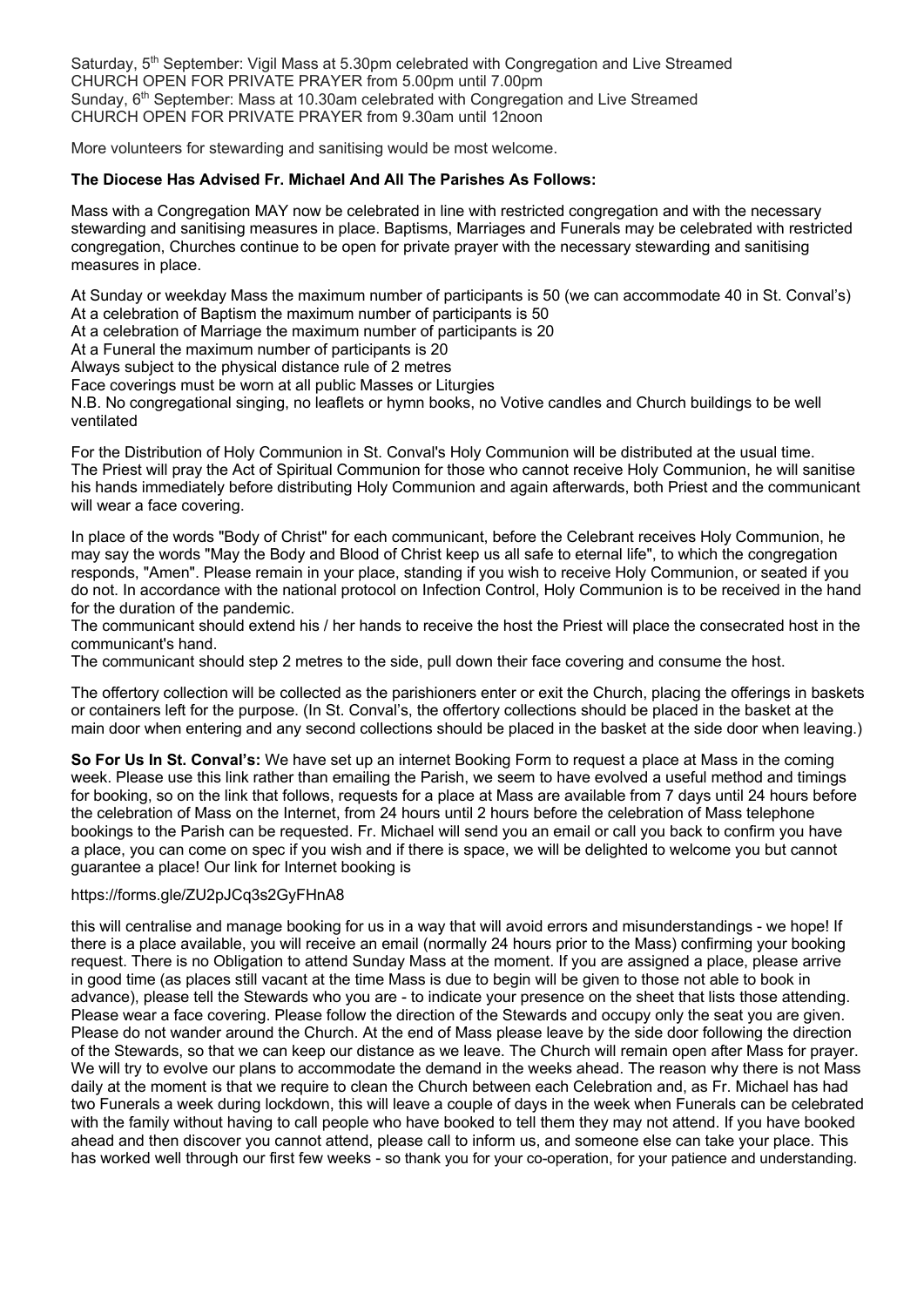Saturday, 5th September: Vigil Mass at 5.30pm celebrated with Congregation and Live Streamed
CHURCH OPEN FOR PRIVATE PRAYER from 5.00pm until 7.00pm
Sunday, 6th September: Mass at 10.30am celebrated with Congregation and Live Streamed
CHURCH OPEN FOR PRIVATE PRAYER from 9.30am until 12noon

More volunteers for stewarding and sanitising would be most welcome.

**The Diocese Has Advised Fr. Michael And All The Parishes As Follows:**

Mass with a Congregation MAY now be celebrated in line with restricted congregation and with the necessary stewarding and sanitising measures in place. Baptisms, Marriages and Funerals may be celebrated with restricted congregation, Churches continue to be open for private prayer with the necessary stewarding and sanitising measures in place.

At Sunday or weekday Mass the maximum number of participants is 50 (we can accommodate 40 in St. Conval's)
At a celebration of Baptism the maximum number of participants is 50
At a celebration of Marriage the maximum number of participants is 20
At a Funeral the maximum number of participants is 20
Always subject to the physical distance rule of 2 metres
Face coverings must be worn at all public Masses or Liturgies
N.B. No congregational singing, no leaflets or hymn books, no Votive candles and Church buildings to be well ventilated

For the Distribution of Holy Communion in St. Conval's Holy Communion will be distributed at the usual time. The Priest will pray the Act of Spiritual Communion for those who cannot receive Holy Communion, he will sanitise his hands immediately before distributing Holy Communion and again afterwards, both Priest and the communicant will wear a face covering.

In place of the words "Body of Christ" for each communicant, before the Celebrant receives Holy Communion, he may say the words "May the Body and Blood of Christ keep us all safe to eternal life", to which the congregation responds, "Amen". Please remain in your place, standing if you wish to receive Holy Communion, or seated if you do not. In accordance with the national protocol on Infection Control, Holy Communion is to be received in the hand for the duration of the pandemic.
The communicant should extend his / her hands to receive the host the Priest will place the consecrated host in the communicant's hand.
The communicant should step 2 metres to the side, pull down their face covering and consume the host.

The offertory collection will be collected as the parishioners enter or exit the Church, placing the offerings in baskets or containers left for the purpose. (In St. Conval's, the offertory collections should be placed in the basket at the main door when entering and any second collections should be placed in the basket at the side door when leaving.)

**So For Us In St. Conval's:** We have set up an internet Booking Form to request a place at Mass in the coming week. Please use this link rather than emailing the Parish, we seem to have evolved a useful method and timings for booking, so on the link that follows, requests for a place at Mass are available from 7 days until 24 hours before the celebration of Mass on the Internet, from 24 hours until 2 hours before the celebration of Mass telephone bookings to the Parish can be requested. Fr. Michael will send you an email or call you back to confirm you have a place, you can come on spec if you wish and if there is space, we will be delighted to welcome you but cannot guarantee a place! Our link for Internet booking is

https://forms.gle/ZU2pJCq3s2GyFHnA8

this will centralise and manage booking for us in a way that will avoid errors and misunderstandings - we hope! If there is a place available, you will receive an email (normally 24 hours prior to the Mass) confirming your booking request. There is no Obligation to attend Sunday Mass at the moment. If you are assigned a place, please arrive in good time (as places still vacant at the time Mass is due to begin will be given to those not able to book in advance), please tell the Stewards who you are - to indicate your presence on the sheet that lists those attending. Please wear a face covering. Please follow the direction of the Stewards and occupy only the seat you are given. Please do not wander around the Church. At the end of Mass please leave by the side door following the direction of the Stewards, so that we can keep our distance as we leave. The Church will remain open after Mass for prayer. We will try to evolve our plans to accommodate the demand in the weeks ahead. The reason why there is not Mass daily at the moment is that we require to clean the Church between each Celebration and, as Fr. Michael has had two Funerals a week during lockdown, this will leave a couple of days in the week when Funerals can be celebrated with the family without having to call people who have booked to tell them they may not attend. If you have booked ahead and then discover you cannot attend, please call to inform us, and someone else can take your place. This has worked well through our first few weeks - so thank you for your co-operation, for your patience and understanding.